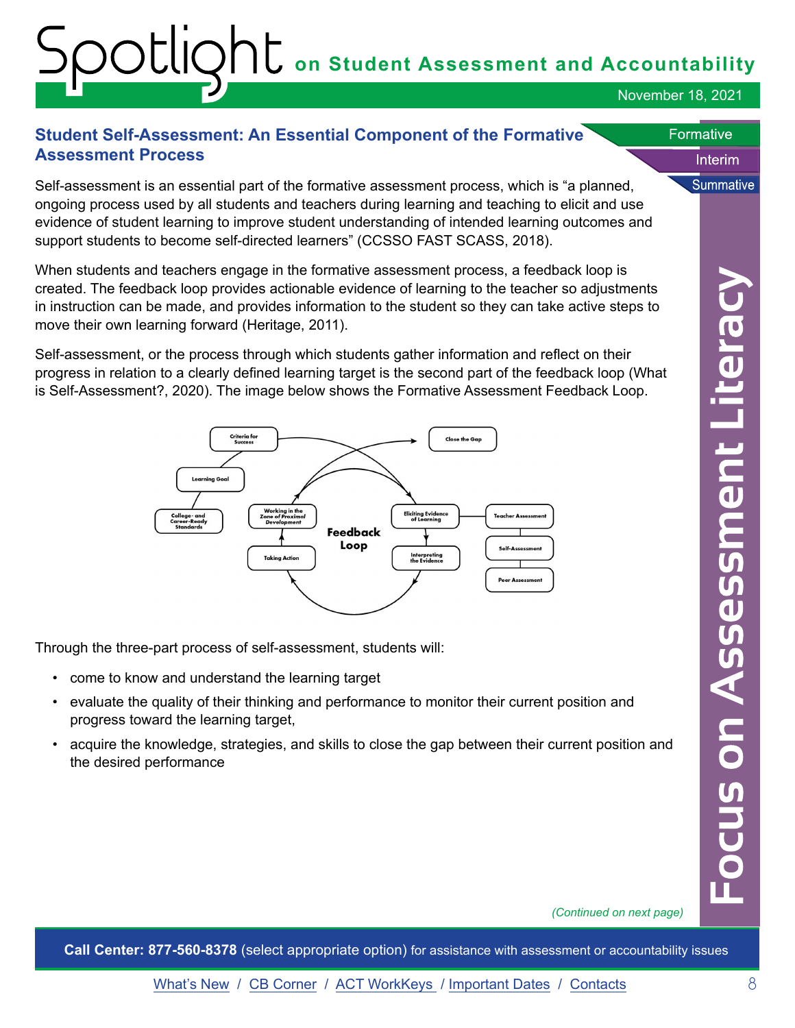## Student Self-Assessment: An Essential Component of the Formative Assessment Process

Self-assessment is an essential part of the formative assessment process, which is "a planned, ongoing process used by all students and teachers during learning and teaching to elicit and use evidence of student learning to improve student understanding of intended learning outcomes and support students to become self-directed learners" (CCSSO FAST SCASS, 2018).

When students and teachers engage in the formative assessment process, a feedback loop is created. The feedback loop provides actionable evidence of learning to the teacher so adjustments in instruction can be made, and provides information to the student so they can take active steps to move their own learning forward (Heritage, 2011).

Self-assessment, or the process through which students gather information and reflect on their progress in relation to a clearly defined learning target is the second part of the feedback loop (What is Self-Assessment?, 2020). The image below shows the Formative Assessment Feedback Loop.

Through the three-part process of self-assessment, students will:

- come to know and understand the learning target
- evaluate the quality of their thinking and performance to monitor their current position and progress toward the learning target,
- acquire the knowledge, strategies, and skills to close the gap between their current position and the desired performance

*(Continued on next page)*

**Call Center: 877-560-8378** (select appropriate option) for assistance with assessment or accountability issues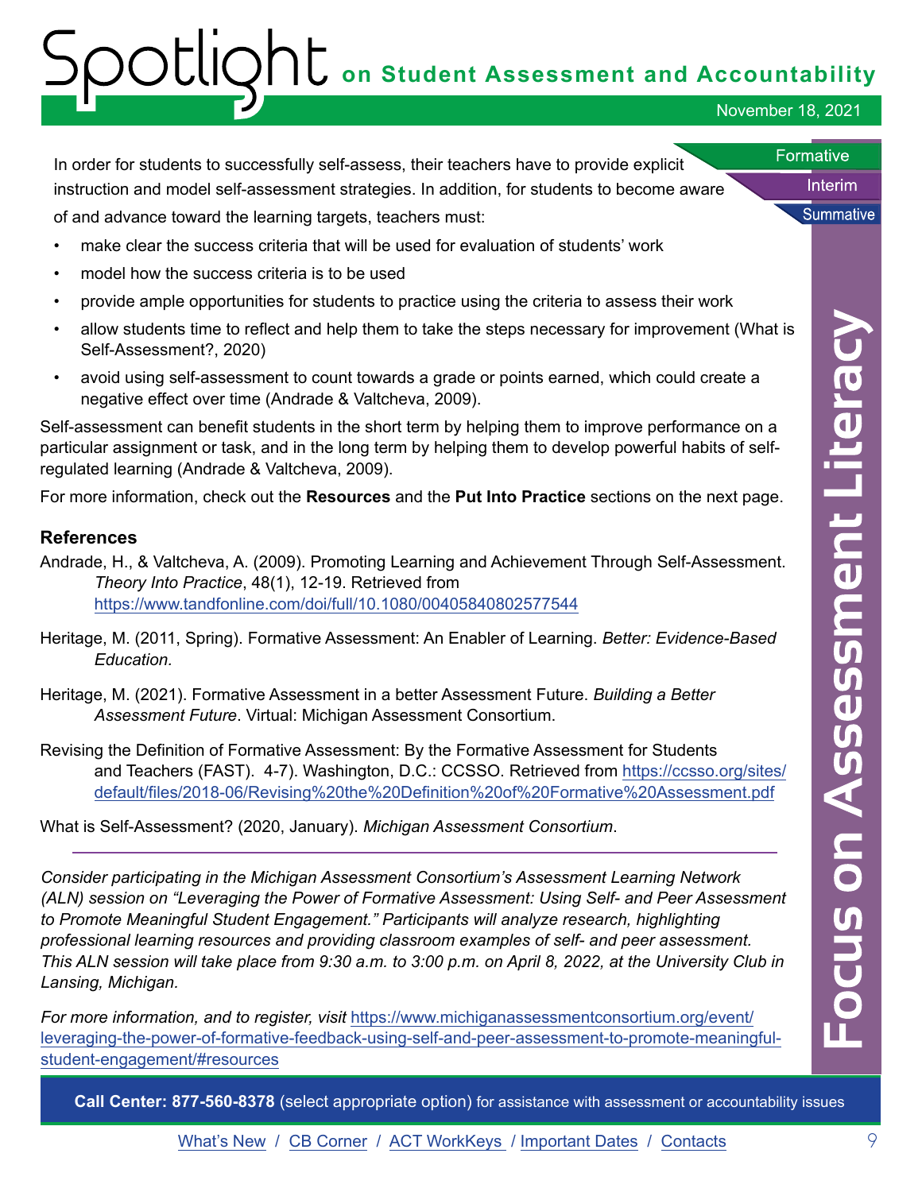In order for students to successfully self-assess, their teachers have to provide explicit instruction and model self-assessment strategies. In addition, for students to become aware of and advance toward the learning targets, teachers must:

- make clear the success criteria that will be used for evaluation of students' work
- model how the success criteria is to be used
- provide ample opportunities for students to practice using the criteria to assess their work
- allow students time to reflect and help them to take the steps necessary for improvement (What is Self-Assessment?, 2020)
- avoid using self-assessment to count towards a grade or points earned, which could create a negative effect over time (Andrade & Valtcheva, 2009).

Self-assessment can benefit students in the short term by helping them to improve performance on a particular assignment or task, and in the long term by helping them to develop powerful habits of self-regulated learning (Andrade & Valtcheva, 2009).

For more information, check out the **Resources** and the **Put Into Practice** sections on the next page.

### References

Andrade, H., & Valtcheva, A. (2009). Promoting Learning and Achievement Through Self-Assessment. *Theory Into Practice*, 48(1), 12-19. Retrieved from https://www.tandfonline.com/doi/full/10.1080/00405840802577544

Heritage, M. (2011, Spring). Formative Assessment: An Enabler of Learning. *Better: Evidence-Based Education.*

Heritage, M. (2021). Formative Assessment in a better Assessment Future. *Building a Better Assessment Future*. Virtual: Michigan Assessment Consortium.

Revising the Definition of Formative Assessment: By the Formative Assessment for Students and Teachers (FAST). 4-7). Washington, D.C.: CCSSO. Retrieved from https://ccsso.org/sites/default/files/2018-06/Revising%20the%20Definition%20of%20Formative%20Assessment.pdf

What is Self-Assessment? (2020, January). *Michigan Assessment Consortium*.

---

*Consider participating in the Michigan Assessment Consortium's Assessment Learning Network (ALN) session on "Leveraging the Power of Formative Assessment: Using Self- and Peer Assessment to Promote Meaningful Student Engagement." Participants will analyze research, highlighting professional learning resources and providing classroom examples of self- and peer assessment. This ALN session will take place from 9:30 a.m. to 3:00 p.m. on April 8, 2022, at the University Club in Lansing, Michigan.*

*For more information, and to register, visit* https://www.michiganassessmentconsortium.org/event/leveraging-the-power-of-formative-feedback-using-self-and-peer-assessment-to-promote-meaningful-student-engagement/#resources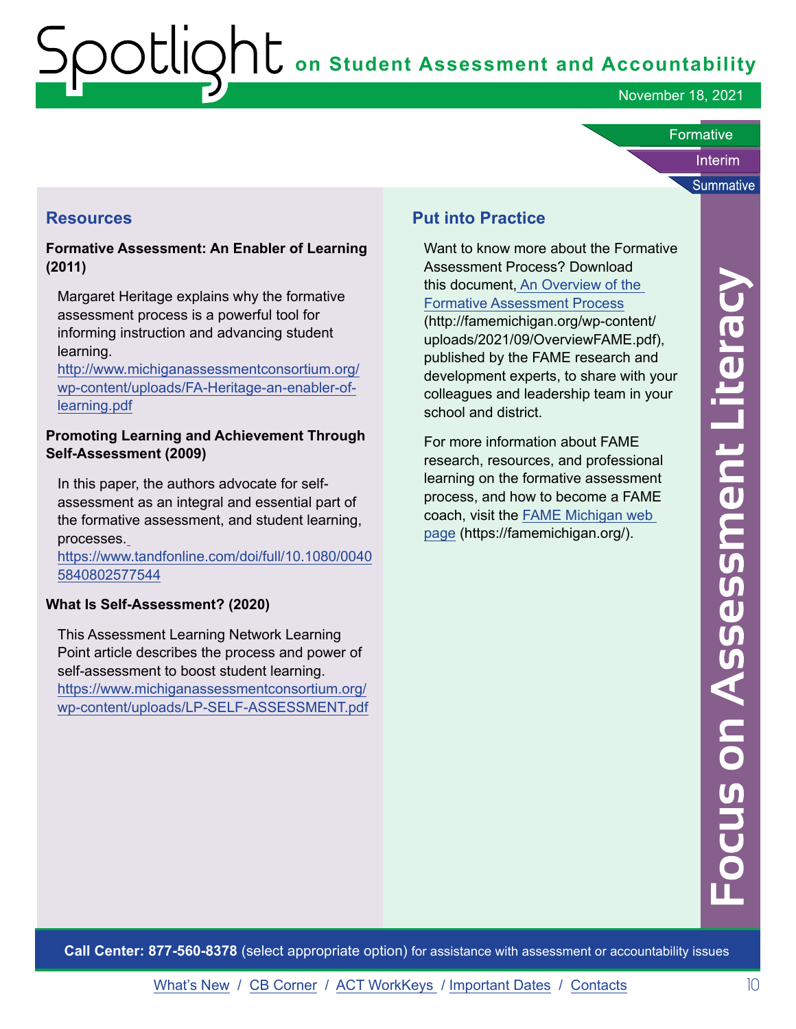## Resources

**Formative Assessment: An Enabler of Learning (2011)**

Margaret Heritage explains why the formative assessment process is a powerful tool for informing instruction and advancing student learning. http://www.michiganassessmentconsortium.org/wp-content/uploads/FA-Heritage-an-enabler-of-learning.pdf

**Promoting Learning and Achievement Through Self-Assessment (2009)**

In this paper, the authors advocate for self-assessment as an integral and essential part of the formative assessment, and student learning, processes. https://www.tandfonline.com/doi/full/10.1080/00405840802577544

**What Is Self-Assessment? (2020)**

This Assessment Learning Network Learning Point article describes the process and power of self-assessment to boost student learning. https://www.michiganassessmentconsortium.org/wp-content/uploads/LP-SELF-ASSESSMENT.pdf

## Put into Practice

Want to know more about the Formative Assessment Process? Download this document, An Overview of the Formative Assessment Process (http://famemichigan.org/wp-content/uploads/2021/09/OverviewFAME.pdf), published by the FAME research and development experts, to share with your colleagues and leadership team in your school and district.

For more information about FAME research, resources, and professional learning on the formative assessment process, and how to become a FAME coach, visit the FAME Michigan web page (https://famemichigan.org/).